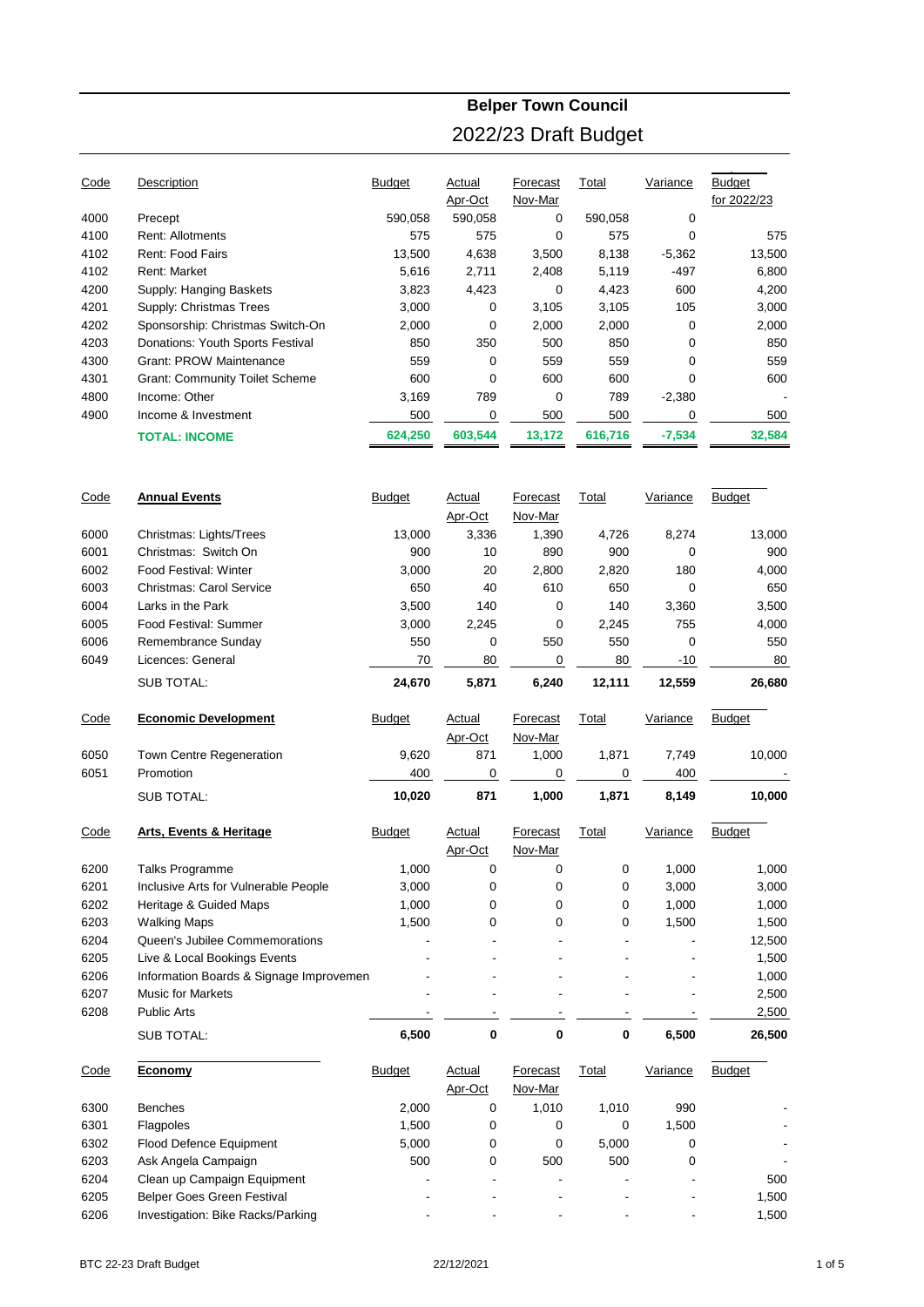# Belper Town Council

## 2022/23 Draft Budget

| Code | Description | Budget | Actual Apr-Oct | Forecast Nov-Mar | Total | Variance | Budget for 2022/23 |
|---|---|---|---|---|---|---|---|
| 4000 | Precept | 590,058 | 590,058 | 0 | 590,058 | 0 | |
| 4100 | Rent: Allotments | 575 | 575 | 0 | 575 | 0 | 575 |
| 4102 | Rent: Food Fairs | 13,500 | 4,638 | 3,500 | 8,138 | -5,362 | 13,500 |
| 4102 | Rent: Market | 5,616 | 2,711 | 2,408 | 5,119 | -497 | 6,800 |
| 4200 | Supply: Hanging Baskets | 3,823 | 4,423 | 0 | 4,423 | 600 | 4,200 |
| 4201 | Supply: Christmas Trees | 3,000 | 0 | 3,105 | 3,105 | 105 | 3,000 |
| 4202 | Sponsorship: Christmas Switch-On | 2,000 | 0 | 2,000 | 2,000 | 0 | 2,000 |
| 4203 | Donations: Youth Sports Festival | 850 | 350 | 500 | 850 | 0 | 850 |
| 4300 | Grant: PROW Maintenance | 559 | 0 | 559 | 559 | 0 | 559 |
| 4301 | Grant: Community Toilet Scheme | 600 | 0 | 600 | 600 | 0 | 600 |
| 4800 | Income: Other | 3,169 | 789 | 0 | 789 | -2,380 | - |
| 4900 | Income & Investment | 500 | 0 | 500 | 500 | 0 | 500 |
| | **TOTAL: INCOME** | **624,250** | **603,544** | **13,172** | **616,716** | **-7,534** | **32,584** |

| Code | Annual Events | Budget | Actual Apr-Oct | Forecast Nov-Mar | Total | Variance | Budget |
|---|---|---|---|---|---|---|---|
| 6000 | Christmas: Lights/Trees | 13,000 | 3,336 | 1,390 | 4,726 | 8,274 | 13,000 |
| 6001 | Christmas: Switch On | 900 | 10 | 890 | 900 | 0 | 900 |
| 6002 | Food Festival: Winter | 3,000 | 20 | 2,800 | 2,820 | 180 | 4,000 |
| 6003 | Christmas: Carol Service | 650 | 40 | 610 | 650 | 0 | 650 |
| 6004 | Larks in the Park | 3,500 | 140 | 0 | 140 | 3,360 | 3,500 |
| 6005 | Food Festival: Summer | 3,000 | 2,245 | 0 | 2,245 | 755 | 4,000 |
| 6006 | Remembrance Sunday | 550 | 0 | 550 | 550 | 0 | 550 |
| 6049 | Licences: General | 70 | 80 | 0 | 80 | -10 | 80 |
| | SUB TOTAL: | **24,670** | **5,871** | **6,240** | **12,111** | **12,559** | **26,680** |

| Code | Economic Development | Budget | Actual Apr-Oct | Forecast Nov-Mar | Total | Variance | Budget |
|---|---|---|---|---|---|---|---|
| 6050 | Town Centre Regeneration | 9,620 | 871 | 1,000 | 1,871 | 7,749 | 10,000 |
| 6051 | Promotion | 400 | 0 | 0 | 0 | 400 | - |
| | SUB TOTAL: | **10,020** | **871** | **1,000** | **1,871** | **8,149** | **10,000** |

| Code | Arts, Events & Heritage | Budget | Actual Apr-Oct | Forecast Nov-Mar | Total | Variance | Budget |
|---|---|---|---|---|---|---|---|
| 6200 | Talks Programme | 1,000 | 0 | 0 | 0 | 1,000 | 1,000 |
| 6201 | Inclusive Arts for Vulnerable People | 3,000 | 0 | 0 | 0 | 3,000 | 3,000 |
| 6202 | Heritage & Guided Maps | 1,000 | 0 | 0 | 0 | 1,000 | 1,000 |
| 6203 | Walking Maps | 1,500 | 0 | 0 | 0 | 1,500 | 1,500 |
| 6204 | Queen's Jubilee Commemorations | - | - | - | - | - | 12,500 |
| 6205 | Live & Local Bookings Events | - | - | - | - | - | 1,500 |
| 6206 | Information Boards & Signage Improvemen | - | - | - | - | - | 1,000 |
| 6207 | Music for Markets | - | - | - | - | - | 2,500 |
| 6208 | Public Arts | - | - | - | - | - | 2,500 |
| | SUB TOTAL: | **6,500** | **0** | **0** | **0** | **6,500** | **26,500** |

| Code | Economy | Budget | Actual Apr-Oct | Forecast Nov-Mar | Total | Variance | Budget |
|---|---|---|---|---|---|---|---|
| 6300 | Benches | 2,000 | 0 | 1,010 | 1,010 | 990 | - |
| 6301 | Flagpoles | 1,500 | 0 | 0 | 0 | 1,500 | - |
| 6302 | Flood Defence Equipment | 5,000 | 0 | 0 | 5,000 | 0 | - |
| 6203 | Ask Angela Campaign | 500 | 0 | 500 | 500 | 0 | - |
| 6204 | Clean up Campaign Equipment | - | - | - | - | - | 500 |
| 6205 | Belper Goes Green Festival | - | - | - | - | - | 1,500 |
| 6206 | Investigation: Bike Racks/Parking | - | - | - | - | - | 1,500 |

BTC 22-23 Draft Budget 22/12/2021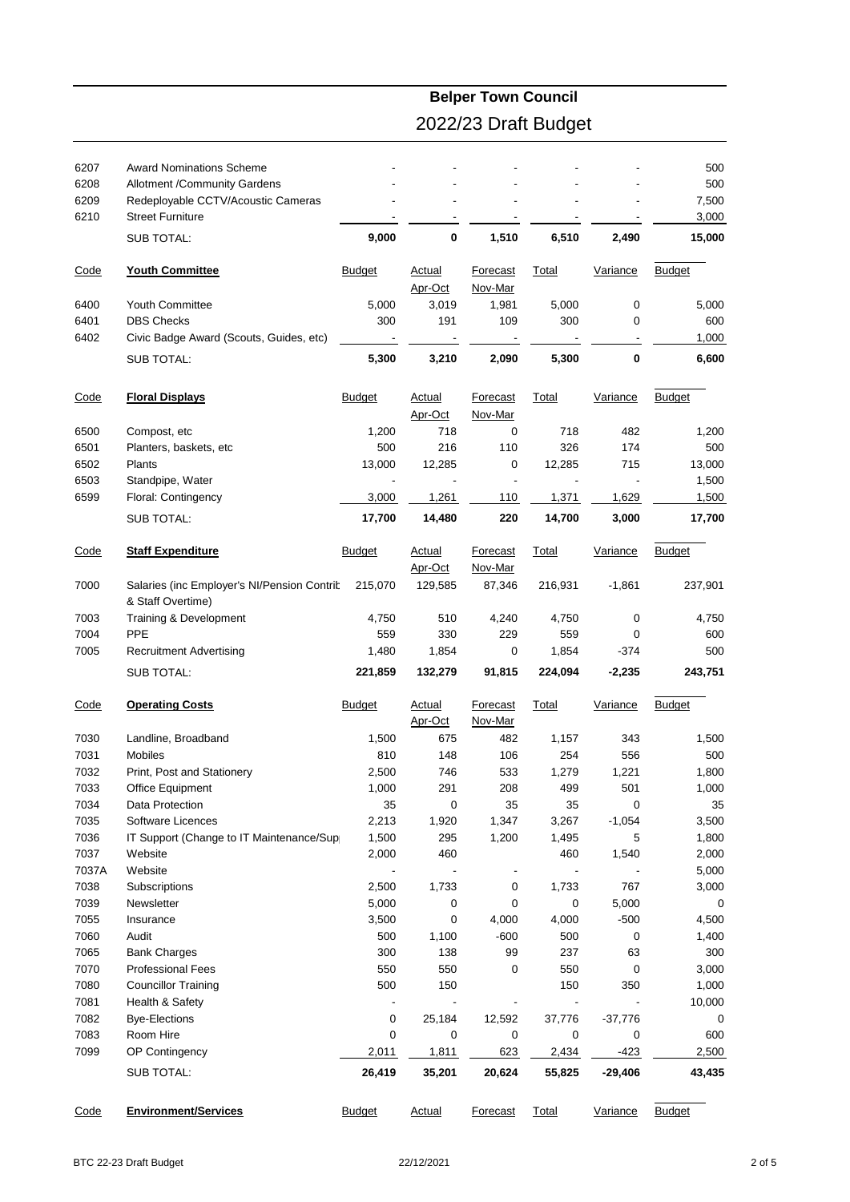# Belper Town Council

## 2022/23 Draft Budget

| | | | | | | | |
|---|---|---|---|---|---|---|---|
| 6207 | Award Nominations Scheme | - | - | - | - | - | 500 |
| 6208 | Allotment /Community Gardens | - | - | - | - | - | 500 |
| 6209 | Redeployable CCTV/Acoustic Cameras | - | - | - | - | - | 7,500 |
| 6210 | Street Furniture | - | - | - | - | - | 3,000 |
| | SUB TOTAL: | **9,000** | **0** | **1,510** | **6,510** | **2,490** | **15,000** |

| Code | Youth Committee | Budget | Actual Apr-Oct | Forecast Nov-Mar | Total | Variance | Budget |
|---|---|---|---|---|---|---|---|
| 6400 | Youth Committee | 5,000 | 3,019 | 1,981 | 5,000 | 0 | 5,000 |
| 6401 | DBS Checks | 300 | 191 | 109 | 300 | 0 | 600 |
| 6402 | Civic Badge Award (Scouts, Guides, etc) | - | - | - | - | - | 1,000 |
| | SUB TOTAL: | **5,300** | **3,210** | **2,090** | **5,300** | **0** | **6,600** |

| Code | Floral Displays | Budget | Actual Apr-Oct | Forecast Nov-Mar | Total | Variance | Budget |
|---|---|---|---|---|---|---|---|
| 6500 | Compost, etc | 1,200 | 718 | 0 | 718 | 482 | 1,200 |
| 6501 | Planters, baskets, etc | 500 | 216 | 110 | 326 | 174 | 500 |
| 6502 | Plants | 13,000 | 12,285 | 0 | 12,285 | 715 | 13,000 |
| 6503 | Standpipe, Water | - | - | - | - | - | 1,500 |
| 6599 | Floral: Contingency | 3,000 | 1,261 | 110 | 1,371 | 1,629 | 1,500 |
| | SUB TOTAL: | **17,700** | **14,480** | **220** | **14,700** | **3,000** | **17,700** |

| Code | Staff Expenditure | Budget | Actual Apr-Oct | Forecast Nov-Mar | Total | Variance | Budget |
|---|---|---|---|---|---|---|---|
| 7000 | Salaries (inc Employer's NI/Pension Contrib & Staff Overtime) | 215,070 | 129,585 | 87,346 | 216,931 | -1,861 | 237,901 |
| 7003 | Training & Development | 4,750 | 510 | 4,240 | 4,750 | 0 | 4,750 |
| 7004 | PPE | 559 | 330 | 229 | 559 | 0 | 600 |
| 7005 | Recruitment Advertising | 1,480 | 1,854 | 0 | 1,854 | -374 | 500 |
| | SUB TOTAL: | **221,859** | **132,279** | **91,815** | **224,094** | **-2,235** | **243,751** |

| Code | Operating Costs | Budget | Actual Apr-Oct | Forecast Nov-Mar | Total | Variance | Budget |
|---|---|---|---|---|---|---|---|
| 7030 | Landline, Broadband | 1,500 | 675 | 482 | 1,157 | 343 | 1,500 |
| 7031 | Mobiles | 810 | 148 | 106 | 254 | 556 | 500 |
| 7032 | Print, Post and Stationery | 2,500 | 746 | 533 | 1,279 | 1,221 | 1,800 |
| 7033 | Office Equipment | 1,000 | 291 | 208 | 499 | 501 | 1,000 |
| 7034 | Data Protection | 35 | 0 | 35 | 35 | 0 | 35 |
| 7035 | Software Licences | 2,213 | 1,920 | 1,347 | 3,267 | -1,054 | 3,500 |
| 7036 | IT Support (Change to IT Maintenance/Sup | 1,500 | 295 | 1,200 | 1,495 | 5 | 1,800 |
| 7037 | Website | 2,000 | 460 | | 460 | 1,540 | 2,000 |
| 7037A | Website | - | - | - | - | - | 5,000 |
| 7038 | Subscriptions | 2,500 | 1,733 | 0 | 1,733 | 767 | 3,000 |
| 7039 | Newsletter | 5,000 | 0 | 0 | 0 | 5,000 | 0 |
| 7055 | Insurance | 3,500 | 0 | 4,000 | 4,000 | -500 | 4,500 |
| 7060 | Audit | 500 | 1,100 | -600 | 500 | 0 | 1,400 |
| 7065 | Bank Charges | 300 | 138 | 99 | 237 | 63 | 300 |
| 7070 | Professional Fees | 550 | 550 | 0 | 550 | 0 | 3,000 |
| 7080 | Councillor Training | 500 | 150 | | 150 | 350 | 1,000 |
| 7081 | Health & Safety | - | - | - | - | - | 10,000 |
| 7082 | Bye-Elections | 0 | 25,184 | 12,592 | 37,776 | -37,776 | 0 |
| 7083 | Room Hire | 0 | 0 | 0 | 0 | 0 | 600 |
| 7099 | OP Contingency | 2,011 | 1,811 | 623 | 2,434 | -423 | 2,500 |
| | SUB TOTAL: | **26,419** | **35,201** | **20,624** | **55,825** | **-29,406** | **43,435** |

| Code | Environment/Services | Budget | Actual | Forecast | Total | Variance | Budget |
|---|---|---|---|---|---|---|---|

BTC 22-23 Draft Budget 22/12/2021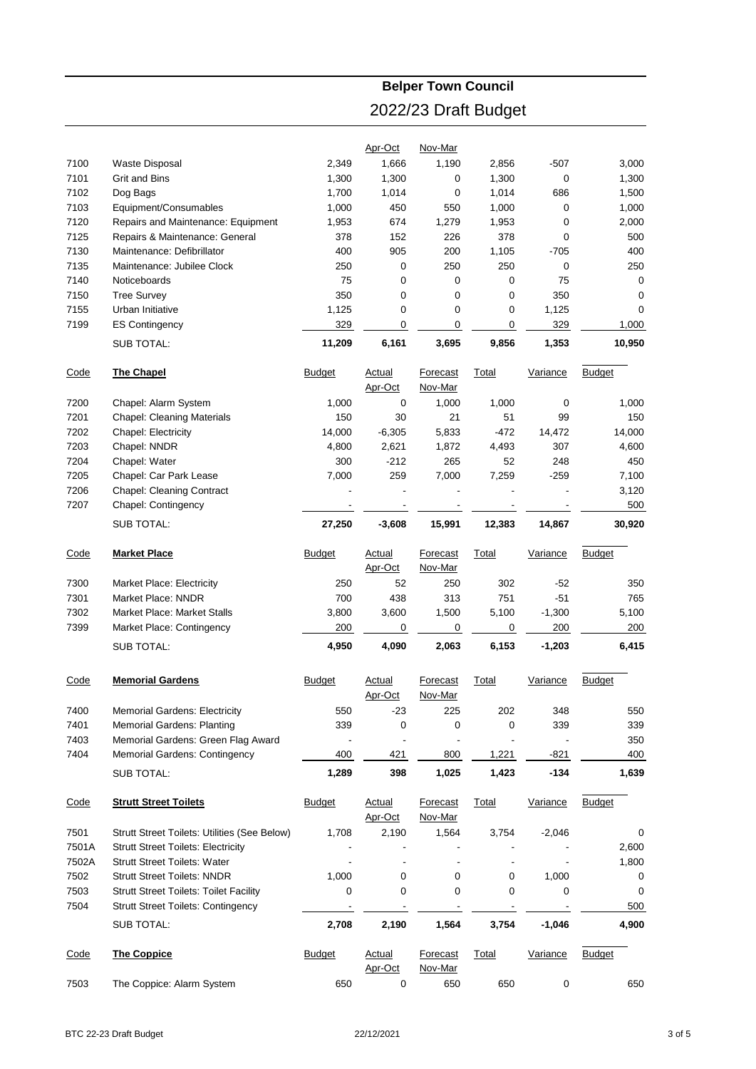# Belper Town Council

## 2022/23 Draft Budget

| | | | Apr-Oct | Nov-Mar | | | |
|---|---|---|---|---|---|---|---|
| 7100 | Waste Disposal | 2,349 | 1,666 | 1,190 | 2,856 | -507 | 3,000 |
| 7101 | Grit and Bins | 1,300 | 1,300 | 0 | 1,300 | 0 | 1,300 |
| 7102 | Dog Bags | 1,700 | 1,014 | 0 | 1,014 | 686 | 1,500 |
| 7103 | Equipment/Consumables | 1,000 | 450 | 550 | 1,000 | 0 | 1,000 |
| 7120 | Repairs and Maintenance: Equipment | 1,953 | 674 | 1,279 | 1,953 | 0 | 2,000 |
| 7125 | Repairs & Maintenance: General | 378 | 152 | 226 | 378 | 0 | 500 |
| 7130 | Maintenance: Defibrillator | 400 | 905 | 200 | 1,105 | -705 | 400 |
| 7135 | Maintenance: Jubilee Clock | 250 | 0 | 250 | 250 | 0 | 250 |
| 7140 | Noticeboards | 75 | 0 | 0 | 0 | 75 | 0 |
| 7150 | Tree Survey | 350 | 0 | 0 | 0 | 350 | 0 |
| 7155 | Urban Initiative | 1,125 | 0 | 0 | 0 | 1,125 | 0 |
| 7199 | ES Contingency | 329 | 0 | 0 | 0 | 329 | 1,000 |
| | SUB TOTAL: | **11,209** | **6,161** | **3,695** | **9,856** | **1,353** | **10,950** |

| Code | The Chapel | Budget | Actual Apr-Oct | Forecast Nov-Mar | Total | Variance | Budget |
|---|---|---|---|---|---|---|---|
| 7200 | Chapel: Alarm System | 1,000 | 0 | 1,000 | 1,000 | 0 | 1,000 |
| 7201 | Chapel: Cleaning Materials | 150 | 30 | 21 | 51 | 99 | 150 |
| 7202 | Chapel: Electricity | 14,000 | -6,305 | 5,833 | -472 | 14,472 | 14,000 |
| 7203 | Chapel: NNDR | 4,800 | 2,621 | 1,872 | 4,493 | 307 | 4,600 |
| 7204 | Chapel: Water | 300 | -212 | 265 | 52 | 248 | 450 |
| 7205 | Chapel: Car Park Lease | 7,000 | 259 | 7,000 | 7,259 | -259 | 7,100 |
| 7206 | Chapel: Cleaning Contract | - | - | - | - | - | 3,120 |
| 7207 | Chapel: Contingency | - | - | - | - | - | 500 |
| | SUB TOTAL: | **27,250** | **-3,608** | **15,991** | **12,383** | **14,867** | **30,920** |

| Code | Market Place | Budget | Actual Apr-Oct | Forecast Nov-Mar | Total | Variance | Budget |
|---|---|---|---|---|---|---|---|
| 7300 | Market Place: Electricity | 250 | 52 | 250 | 302 | -52 | 350 |
| 7301 | Market Place: NNDR | 700 | 438 | 313 | 751 | -51 | 765 |
| 7302 | Market Place: Market Stalls | 3,800 | 3,600 | 1,500 | 5,100 | -1,300 | 5,100 |
| 7399 | Market Place: Contingency | 200 | 0 | 0 | 0 | 200 | 200 |
| | SUB TOTAL: | **4,950** | **4,090** | **2,063** | **6,153** | **-1,203** | **6,415** |

| Code | Memorial Gardens | Budget | Actual Apr-Oct | Forecast Nov-Mar | Total | Variance | Budget |
|---|---|---|---|---|---|---|---|
| 7400 | Memorial Gardens: Electricity | 550 | -23 | 225 | 202 | 348 | 550 |
| 7401 | Memorial Gardens: Planting | 339 | 0 | 0 | 0 | 339 | 339 |
| 7403 | Memorial Gardens: Green Flag Award | - | - | - | - | - | 350 |
| 7404 | Memorial Gardens: Contingency | 400 | 421 | 800 | 1,221 | -821 | 400 |
| | SUB TOTAL: | **1,289** | **398** | **1,025** | **1,423** | **-134** | **1,639** |

| Code | Strutt Street Toilets | Budget | Actual Apr-Oct | Forecast Nov-Mar | Total | Variance | Budget |
|---|---|---|---|---|---|---|---|
| 7501 | Strutt Street Toilets: Utilities (See Below) | 1,708 | 2,190 | 1,564 | 3,754 | -2,046 | 0 |
| 7501A | Strutt Street Toilets: Electricity | - | - | - | - | - | 2,600 |
| 7502A | Strutt Street Toilets: Water | - | - | - | - | - | 1,800 |
| 7502 | Strutt Street Toilets: NNDR | 1,000 | 0 | 0 | 0 | 1,000 | 0 |
| 7503 | Strutt Street Toilets: Toilet Facility | 0 | 0 | 0 | 0 | 0 | 0 |
| 7504 | Strutt Street Toilets: Contingency | - | - | - | - | - | 500 |
| | SUB TOTAL: | **2,708** | **2,190** | **1,564** | **3,754** | **-1,046** | **4,900** |

| Code | The Coppice | Budget | Actual Apr-Oct | Forecast Nov-Mar | Total | Variance | Budget |
|---|---|---|---|---|---|---|---|
| 7503 | The Coppice: Alarm System | 650 | 0 | 650 | 650 | 0 | 650 |

BTC 22-23 Draft Budget 22/12/2021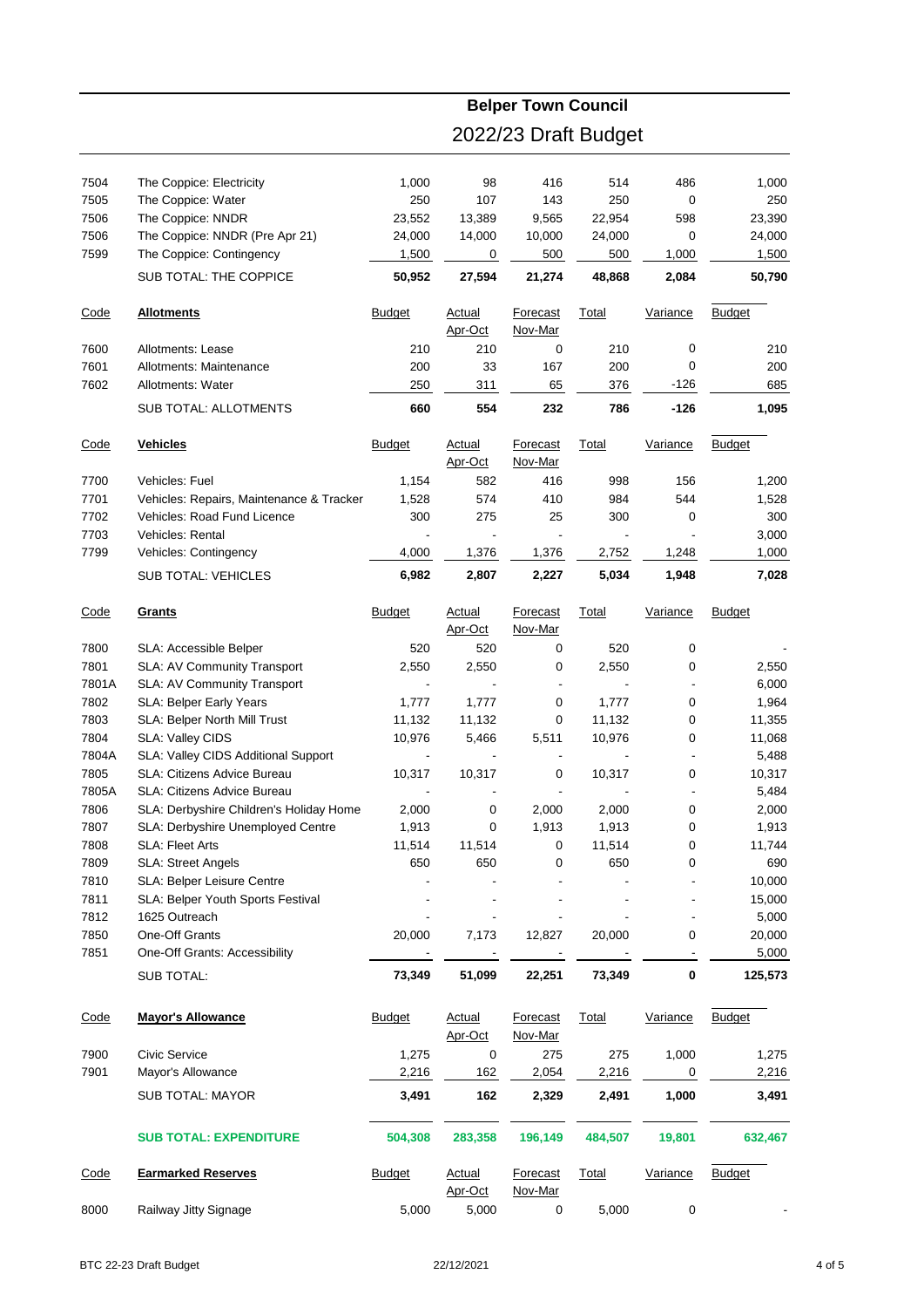# Belper Town Council

## 2022/23 Draft Budget

| | | | | | | | |
|---|---|---|---|---|---|---|---|
| 7504 | The Coppice: Electricity | 1,000 | 98 | 416 | 514 | 486 | 1,000 |
| 7505 | The Coppice: Water | 250 | 107 | 143 | 250 | 0 | 250 |
| 7506 | The Coppice: NNDR | 23,552 | 13,389 | 9,565 | 22,954 | 598 | 23,390 |
| 7506 | The Coppice: NNDR (Pre Apr 21) | 24,000 | 14,000 | 10,000 | 24,000 | 0 | 24,000 |
| 7599 | The Coppice: Contingency | 1,500 | 0 | 500 | 500 | 1,000 | 1,500 |
| | **SUB TOTAL: THE COPPICE** | **50,952** | **27,594** | **21,274** | **48,868** | **2,084** | **50,790** |

| Code | **Allotments** | Budget | Actual Apr-Oct | Forecast Nov-Mar | Total | Variance | Budget |
|---|---|---|---|---|---|---|---|
| 7600 | Allotments: Lease | 210 | 210 | 0 | 210 | 0 | 210 |
| 7601 | Allotments: Maintenance | 200 | 33 | 167 | 200 | 0 | 200 |
| 7602 | Allotments: Water | 250 | 311 | 65 | 376 | -126 | 685 |
| | **SUB TOTAL: ALLOTMENTS** | **660** | **554** | **232** | **786** | **-126** | **1,095** |

| Code | **Vehicles** | Budget | Actual Apr-Oct | Forecast Nov-Mar | Total | Variance | Budget |
|---|---|---|---|---|---|---|---|
| 7700 | Vehicles: Fuel | 1,154 | 582 | 416 | 998 | 156 | 1,200 |
| 7701 | Vehicles: Repairs, Maintenance & Tracker | 1,528 | 574 | 410 | 984 | 544 | 1,528 |
| 7702 | Vehicles: Road Fund Licence | 300 | 275 | 25 | 300 | 0 | 300 |
| 7703 | Vehicles: Rental | - | - | - | - | - | 3,000 |
| 7799 | Vehicles: Contingency | 4,000 | 1,376 | 1,376 | 2,752 | 1,248 | 1,000 |
| | **SUB TOTAL: VEHICLES** | **6,982** | **2,807** | **2,227** | **5,034** | **1,948** | **7,028** |

| Code | **Grants** | Budget | Actual Apr-Oct | Forecast Nov-Mar | Total | Variance | Budget |
|---|---|---|---|---|---|---|---|
| 7800 | SLA: Accessible Belper | 520 | 520 | 0 | 520 | 0 | - |
| 7801 | SLA: AV Community Transport | 2,550 | 2,550 | 0 | 2,550 | 0 | 2,550 |
| 7801A | SLA: AV Community Transport | - | - | - | - | - | 6,000 |
| 7802 | SLA: Belper Early Years | 1,777 | 1,777 | 0 | 1,777 | 0 | 1,964 |
| 7803 | SLA: Belper North Mill Trust | 11,132 | 11,132 | 0 | 11,132 | 0 | 11,355 |
| 7804 | SLA: Valley CIDS | 10,976 | 5,466 | 5,511 | 10,976 | 0 | 11,068 |
| 7804A | SLA: Valley CIDS Additional Support | - | - | - | - | - | 5,488 |
| 7805 | SLA: Citizens Advice Bureau | 10,317 | 10,317 | 0 | 10,317 | 0 | 10,317 |
| 7805A | SLA: Citizens Advice Bureau | - | - | - | - | - | 5,484 |
| 7806 | SLA: Derbyshire Children's Holiday Home | 2,000 | 0 | 2,000 | 2,000 | 0 | 2,000 |
| 7807 | SLA: Derbyshire Unemployed Centre | 1,913 | 0 | 1,913 | 1,913 | 0 | 1,913 |
| 7808 | SLA: Fleet Arts | 11,514 | 11,514 | 0 | 11,514 | 0 | 11,744 |
| 7809 | SLA: Street Angels | 650 | 650 | 0 | 650 | 0 | 690 |
| 7810 | SLA: Belper Leisure Centre | - | - | - | - | - | 10,000 |
| 7811 | SLA: Belper Youth Sports Festival | - | - | - | - | - | 15,000 |
| 7812 | 1625 Outreach | - | - | - | - | - | 5,000 |
| 7850 | One-Off Grants | 20,000 | 7,173 | 12,827 | 20,000 | 0 | 20,000 |
| 7851 | One-Off Grants: Accessibility | - | - | - | - | - | 5,000 |
| | SUB TOTAL: | **73,349** | **51,099** | **22,251** | **73,349** | **0** | **125,573** |

| Code | **Mayor's Allowance** | Budget | Actual Apr-Oct | Forecast Nov-Mar | Total | Variance | Budget |
|---|---|---|---|---|---|---|---|
| 7900 | Civic Service | 1,275 | 0 | 275 | 275 | 1,000 | 1,275 |
| 7901 | Mayor's Allowance | 2,216 | 162 | 2,054 | 2,216 | 0 | 2,216 |
| | **SUB TOTAL: MAYOR** | **3,491** | **162** | **2,329** | **2,491** | **1,000** | **3,491** |
| | **SUB TOTAL: EXPENDITURE** | **504,308** | **283,358** | **196,149** | **484,507** | **19,801** | **632,467** |

| Code | **Earmarked Reserves** | Budget | Actual Apr-Oct | Forecast Nov-Mar | Total | Variance | Budget |
|---|---|---|---|---|---|---|---|
| 8000 | Railway Jitty Signage | 5,000 | 5,000 | 0 | 5,000 | 0 | - |

BTC 22-23 Draft Budget 22/12/2021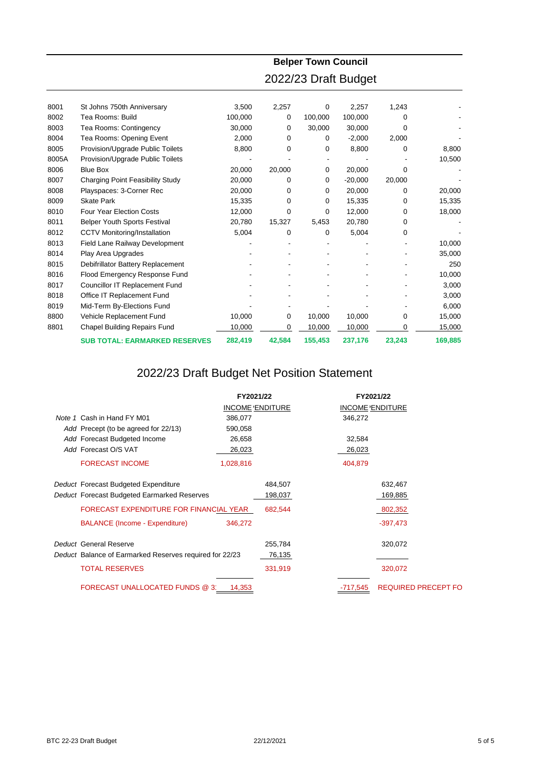## Belper Town Council

## 2022/23 Draft Budget

| | | | | | | | |
|---|---|---|---|---|---|---|---|
| 8001 | St Johns 750th Anniversary | 3,500 | 2,257 | 0 | 2,257 | 1,243 | - |
| 8002 | Tea Rooms: Build | 100,000 | 0 | 100,000 | 100,000 | 0 | - |
| 8003 | Tea Rooms: Contingency | 30,000 | 0 | 30,000 | 30,000 | 0 | - |
| 8004 | Tea Rooms: Opening Event | 2,000 | 0 | 0 | -2,000 | 2,000 | - |
| 8005 | Provision/Upgrade Public Toilets | 8,800 | 0 | 0 | 8,800 | 0 | 8,800 |
| 8005A | Provision/Upgrade Public Toilets | - | - | - | - | - | 10,500 |
| 8006 | Blue Box | 20,000 | 20,000 | 0 | 20,000 | 0 | - |
| 8007 | Charging Point Feasibility Study | 20,000 | 0 | 0 | -20,000 | 20,000 | - |
| 8008 | Playspaces: 3-Corner Rec | 20,000 | 0 | 0 | 20,000 | 0 | 20,000 |
| 8009 | Skate Park | 15,335 | 0 | 0 | 15,335 | 0 | 15,335 |
| 8010 | Four Year Election Costs | 12,000 | 0 | 0 | 12,000 | 0 | 18,000 |
| 8011 | Belper Youth Sports Festival | 20,780 | 15,327 | 5,453 | 20,780 | 0 | - |
| 8012 | CCTV Monitoring/Installation | 5,004 | 0 | 0 | 5,004 | 0 | - |
| 8013 | Field Lane Railway Development | - | - | - | - | - | 10,000 |
| 8014 | Play Area Upgrades | - | - | - | - | - | 35,000 |
| 8015 | Debifrillator Battery Replacement | - | - | - | - | - | 250 |
| 8016 | Flood Emergency Response Fund | - | - | - | - | - | 10,000 |
| 8017 | Councillor IT Replacement Fund | - | - | - | - | - | 3,000 |
| 8018 | Office IT Replacement Fund | - | - | - | - | - | 3,000 |
| 8019 | Mid-Term By-Elections Fund | - | - | - | - | - | 6,000 |
| 8800 | Vehicle Replacement Fund | 10,000 | 0 | 10,000 | 10,000 | 0 | 15,000 |
| 8801 | Chapel Building Repairs Fund | 10,000 | 0 | 10,000 | 10,000 | 0 | 15,000 |
| | **SUB TOTAL: EARMARKED RESERVES** | **282,419** | **42,584** | **155,453** | **237,176** | **23,243** | **169,885** |

## 2022/23 Draft Budget Net Position Statement

| | | FY2021/22 | | FY2021/22 | |
|---|---|---|---|---|---|
| | | INCOME | 'ENDITURE | INCOME | 'ENDITURE |
| *Note 1* | Cash in Hand FY M01 | 386,077 | | 346,272 | |
| *Add* | Precept (to be agreed for 22/13) | 590,058 | | | |
| *Add* | Forecast Budgeted Income | 26,658 | | 32,584 | |
| *Add* | Forecast O/S VAT | 26,023 | | 26,023 | |
| | FORECAST INCOME | 1,028,816 | | 404,879 | |
| *Deduct* | Forecast Budgeted Expenditure | | 484,507 | | 632,467 |
| *Deduct* | Forecast Budgeted Earmarked Reserves | | 198,037 | | 169,885 |
| | FORECAST EXPENDITURE FOR FINANCIAL YEAR | | 682,544 | | 802,352 |
| | BALANCE (Income - Expenditure) | 346,272 | | | -397,473 |
| *Deduct* | General Reserve | | 255,784 | | 320,072 |
| *Deduct* | Balance of Earmarked Reserves required for 22/23 | | 76,135 | | |
| | TOTAL RESERVES | | 331,919 | | 320,072 |
| | FORECAST UNALLOCATED FUNDS @ 3: | 14,353 | | -717,545 | REQUIRED PRECEPT FO |